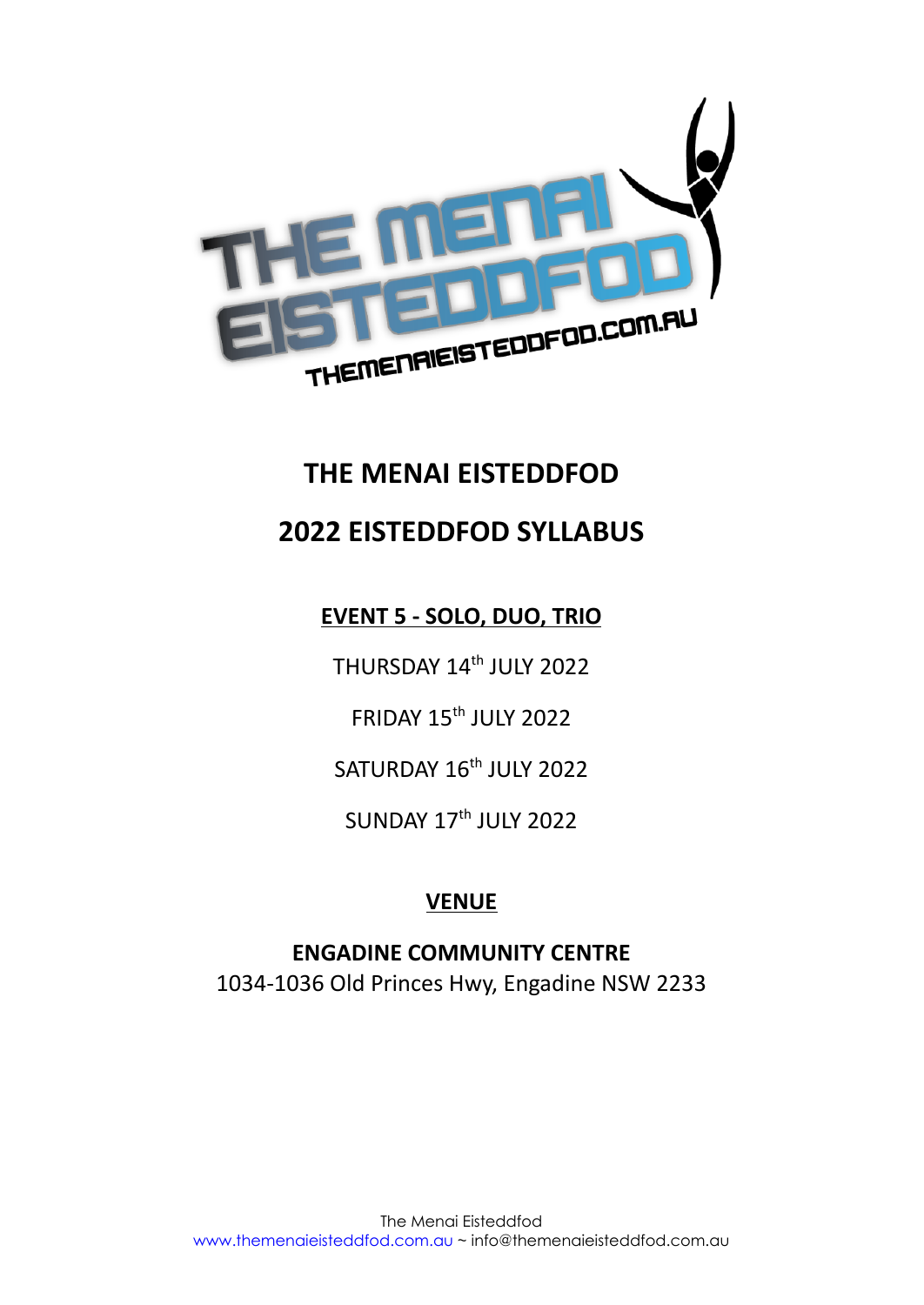# THE MENAI EISTEDDFOD

# 2022 EISTEDDFOD SYLLABUS

## EVENT 5 - SOLO, DUO, TRIO

THURSDAY 14th JULY 2022

FRIDAY 15th JULY 2022

SATURDAY 16th JULY 2022

SUNDAY 17th JULY 2022

## VENUE

**ENGADINE COMMUNITY CENTRE**
1034-1036 Old Princes Hwy, Engadine NSW 2233

The Menai Eisteddfod
www.themenaieisteddfod.com.au ~ info@themenaieisteddfod.com.au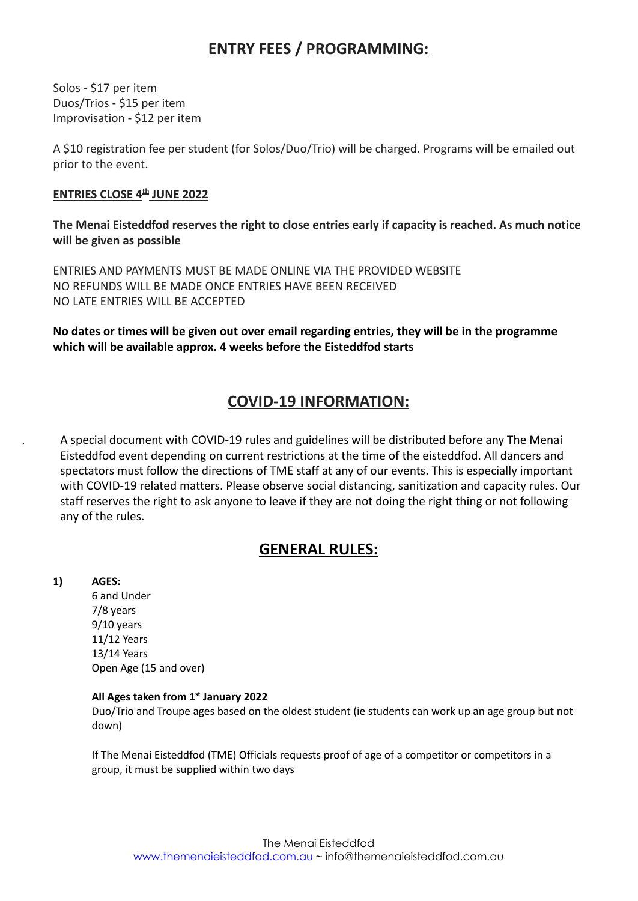## ENTRY FEES / PROGRAMMING:

Solos - $17 per item
Duos/Trios - $15 per item
Improvisation - $12 per item

A $10 registration fee per student (for Solos/Duo/Trio) will be charged. Programs will be emailed out prior to the event.

**ENTRIES CLOSE 4th JUNE 2022**

**The Menai Eisteddfod reserves the right to close entries early if capacity is reached. As much notice will be given as possible**

ENTRIES AND PAYMENTS MUST BE MADE ONLINE VIA THE PROVIDED WEBSITE
NO REFUNDS WILL BE MADE ONCE ENTRIES HAVE BEEN RECEIVED
NO LATE ENTRIES WILL BE ACCEPTED

**No dates or times will be given out over email regarding entries, they will be in the programme which will be available approx. 4 weeks before the Eisteddfod starts**

## COVID-19 INFORMATION:

A special document with COVID-19 rules and guidelines will be distributed before any The Menai Eisteddfod event depending on current restrictions at the time of the eisteddfod. All dancers and spectators must follow the directions of TME staff at any of our events. This is especially important with COVID-19 related matters. Please observe social distancing, sanitization and capacity rules. Our staff reserves the right to ask anyone to leave if they are not doing the right thing or not following any of the rules.

## GENERAL RULES:

**1) AGES:**

6 and Under
7/8 years
9/10 years
11/12 Years
13/14 Years
Open Age (15 and over)

**All Ages taken from 1st January 2022**
Duo/Trio and Troupe ages based on the oldest student (ie students can work up an age group but not down)

If The Menai Eisteddfod (TME) Officials requests proof of age of a competitor or competitors in a group, it must be supplied within two days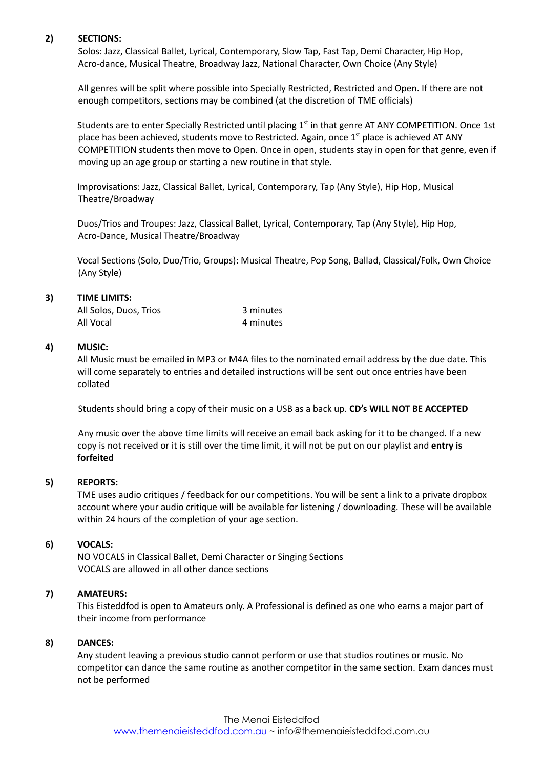**2) SECTIONS:**

Solos: Jazz, Classical Ballet, Lyrical, Contemporary, Slow Tap, Fast Tap, Demi Character, Hip Hop, Acro-dance, Musical Theatre, Broadway Jazz, National Character, Own Choice (Any Style)

All genres will be split where possible into Specially Restricted, Restricted and Open. If there are not enough competitors, sections may be combined (at the discretion of TME officials)

Students are to enter Specially Restricted until placing 1st in that genre AT ANY COMPETITION. Once 1st place has been achieved, students move to Restricted. Again, once 1st place is achieved AT ANY COMPETITION students then move to Open. Once in open, students stay in open for that genre, even if moving up an age group or starting a new routine in that style.

Improvisations: Jazz, Classical Ballet, Lyrical, Contemporary, Tap (Any Style), Hip Hop, Musical Theatre/Broadway

Duos/Trios and Troupes: Jazz, Classical Ballet, Lyrical, Contemporary, Tap (Any Style), Hip Hop, Acro-Dance, Musical Theatre/Broadway

Vocal Sections (Solo, Duo/Trio, Groups): Musical Theatre, Pop Song, Ballad, Classical/Folk, Own Choice (Any Style)

**3) TIME LIMITS:**

| | |
|---|---|
| All Solos, Duos, Trios | 3 minutes |
| All Vocal | 4 minutes |

**4) MUSIC:**

All Music must be emailed in MP3 or M4A files to the nominated email address by the due date. This will come separately to entries and detailed instructions will be sent out once entries have been collated

Students should bring a copy of their music on a USB as a back up. **CD's WILL NOT BE ACCEPTED**

Any music over the above time limits will receive an email back asking for it to be changed. If a new copy is not received or it is still over the time limit, it will not be put on our playlist and **entry is forfeited**

**5) REPORTS:**

TME uses audio critiques / feedback for our competitions. You will be sent a link to a private dropbox account where your audio critique will be available for listening / downloading. These will be available within 24 hours of the completion of your age section.

**6) VOCALS:**

NO VOCALS in Classical Ballet, Demi Character or Singing Sections
VOCALS are allowed in all other dance sections

**7) AMATEURS:**

This Eisteddfod is open to Amateurs only. A Professional is defined as one who earns a major part of their income from performance

**8) DANCES:**

Any student leaving a previous studio cannot perform or use that studios routines or music. No competitor can dance the same routine as another competitor in the same section. Exam dances must not be performed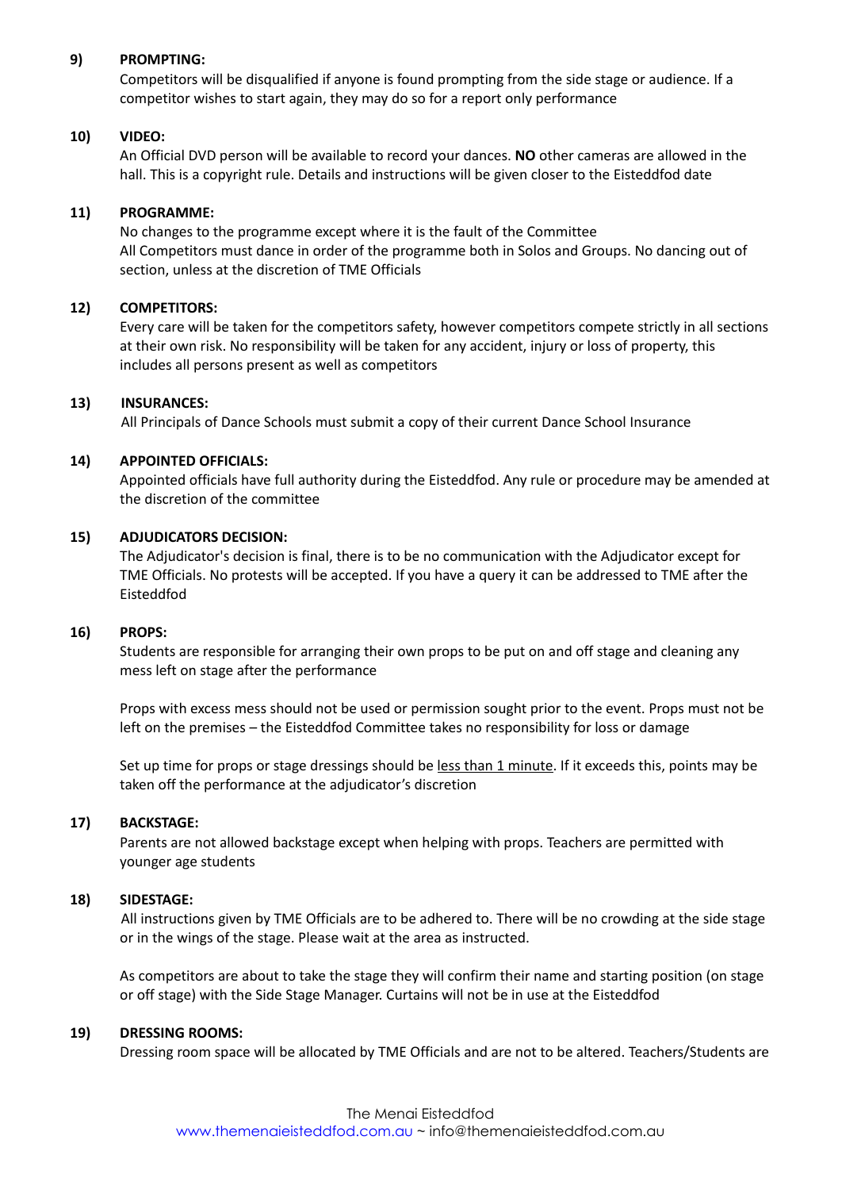**9) PROMPTING:**

Competitors will be disqualified if anyone is found prompting from the side stage or audience. If a competitor wishes to start again, they may do so for a report only performance

**10) VIDEO:**

An Official DVD person will be available to record your dances. **NO** other cameras are allowed in the hall. This is a copyright rule. Details and instructions will be given closer to the Eisteddfod date

**11) PROGRAMME:**

No changes to the programme except where it is the fault of the Committee
All Competitors must dance in order of the programme both in Solos and Groups. No dancing out of section, unless at the discretion of TME Officials

**12) COMPETITORS:**

Every care will be taken for the competitors safety, however competitors compete strictly in all sections at their own risk. No responsibility will be taken for any accident, injury or loss of property, this includes all persons present as well as competitors

**13) INSURANCES:**

All Principals of Dance Schools must submit a copy of their current Dance School Insurance

**14) APPOINTED OFFICIALS:**

Appointed officials have full authority during the Eisteddfod. Any rule or procedure may be amended at the discretion of the committee

**15) ADJUDICATORS DECISION:**

The Adjudicator's decision is final, there is to be no communication with the Adjudicator except for TME Officials. No protests will be accepted. If you have a query it can be addressed to TME after the Eisteddfod

**16) PROPS:**

Students are responsible for arranging their own props to be put on and off stage and cleaning any mess left on stage after the performance

Props with excess mess should not be used or permission sought prior to the event. Props must not be left on the premises – the Eisteddfod Committee takes no responsibility for loss or damage

Set up time for props or stage dressings should be <u>less than 1 minute</u>. If it exceeds this, points may be taken off the performance at the adjudicator's discretion

**17) BACKSTAGE:**

Parents are not allowed backstage except when helping with props. Teachers are permitted with younger age students

**18) SIDESTAGE:**

All instructions given by TME Officials are to be adhered to. There will be no crowding at the side stage or in the wings of the stage. Please wait at the area as instructed.

As competitors are about to take the stage they will confirm their name and starting position (on stage or off stage) with the Side Stage Manager. Curtains will not be in use at the Eisteddfod

**19) DRESSING ROOMS:**

Dressing room space will be allocated by TME Officials and are not to be altered. Teachers/Students are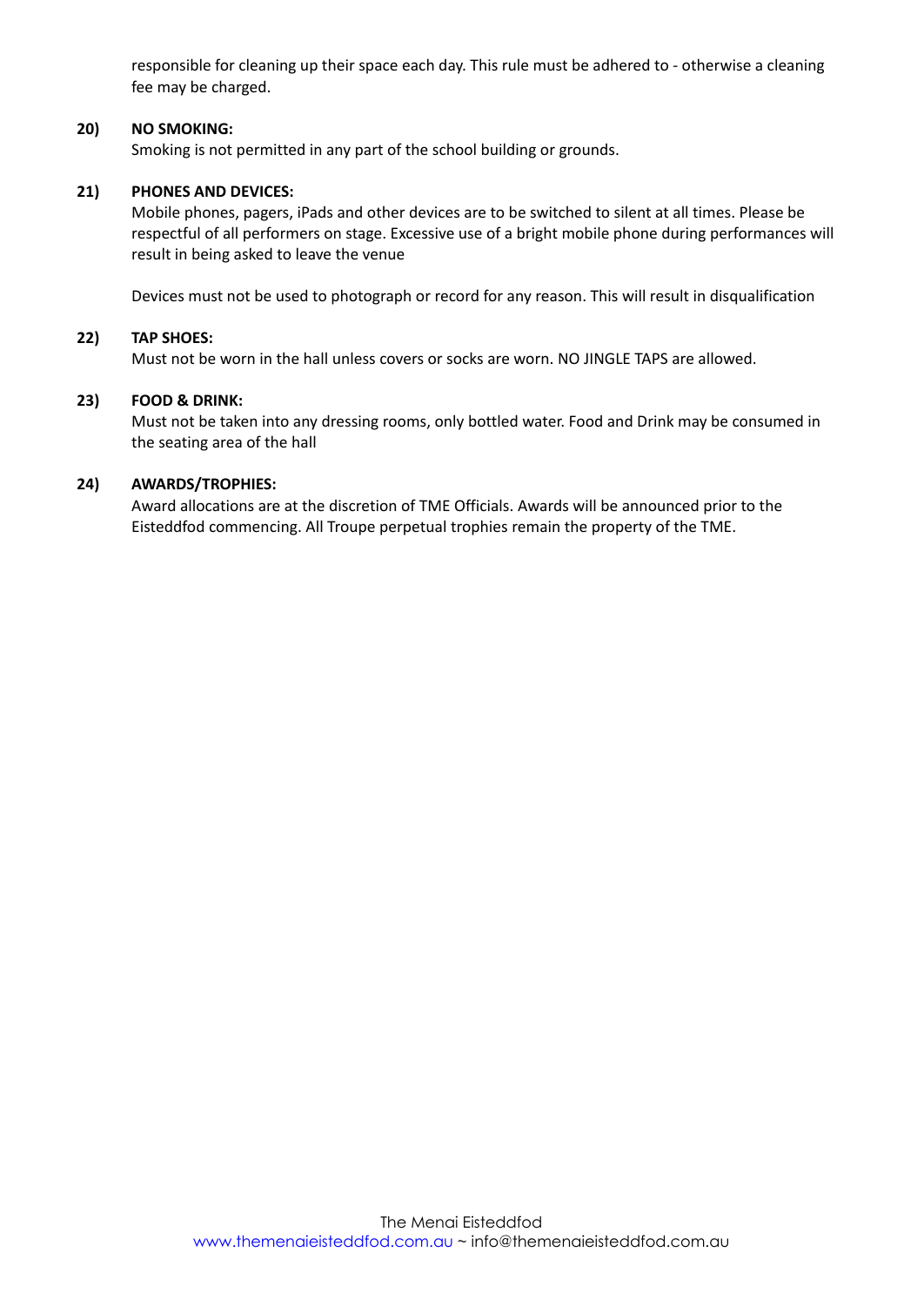responsible for cleaning up their space each day. This rule must be adhered to - otherwise a cleaning fee may be charged.

**20) NO SMOKING:**
Smoking is not permitted in any part of the school building or grounds.

**21) PHONES AND DEVICES:**
Mobile phones, pagers, iPads and other devices are to be switched to silent at all times. Please be respectful of all performers on stage. Excessive use of a bright mobile phone during performances will result in being asked to leave the venue

Devices must not be used to photograph or record for any reason. This will result in disqualification

**22) TAP SHOES:**
Must not be worn in the hall unless covers or socks are worn. NO JINGLE TAPS are allowed.

**23) FOOD & DRINK:**
Must not be taken into any dressing rooms, only bottled water. Food and Drink may be consumed in the seating area of the hall

**24) AWARDS/TROPHIES:**
Award allocations are at the discretion of TME Officials. Awards will be announced prior to the Eisteddfod commencing. All Troupe perpetual trophies remain the property of the TME.